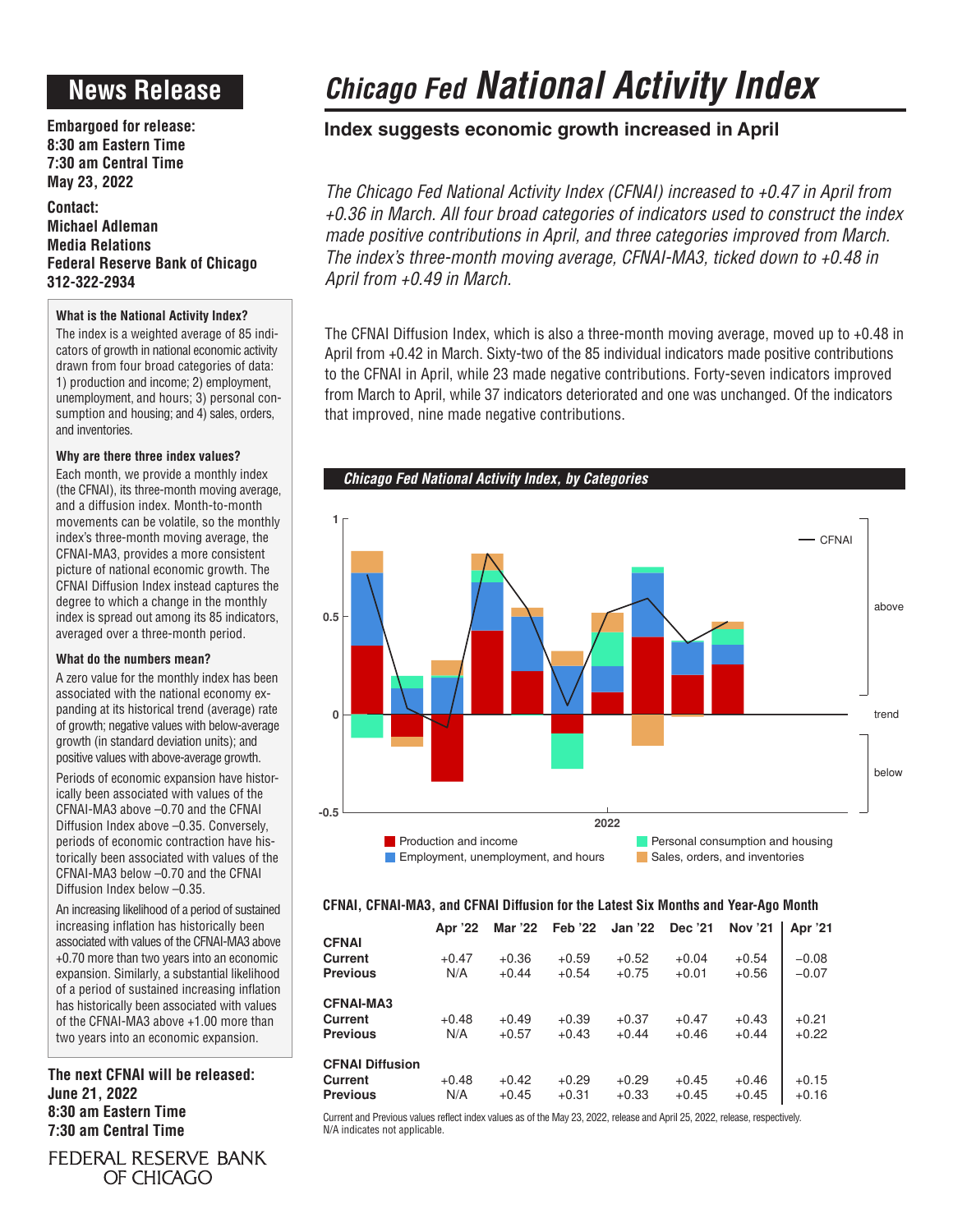# News Release

**Embargoed for release:**
**8:30 am Eastern Time**
**7:30 am Central Time**
**May 23, 2022**

**Contact:**
**Michael Adleman**
**Media Relations**
**Federal Reserve Bank of Chicago**
**312-322-2934**

### What is the National Activity Index?

The index is a weighted average of 85 indicators of growth in national economic activity drawn from four broad categories of data: 1) production and income; 2) employment, unemployment, and hours; 3) personal consumption and housing; and 4) sales, orders, and inventories.

### Why are there three index values?

Each month, we provide a monthly index (the CFNAI), its three-month moving average, and a diffusion index. Month-to-month movements can be volatile, so the monthly index's three-month moving average, the CFNAI-MA3, provides a more consistent picture of national economic growth. The CFNAI Diffusion Index instead captures the degree to which a change in the monthly index is spread out among its 85 indicators, averaged over a three-month period.

### What do the numbers mean?

A zero value for the monthly index has been associated with the national economy expanding at its historical trend (average) rate of growth; negative values with below-average growth (in standard deviation units); and positive values with above-average growth.

Periods of economic expansion have historically been associated with values of the CFNAI-MA3 above –0.70 and the CFNAI Diffusion Index above –0.35. Conversely, periods of economic contraction have historically been associated with values of the CFNAI-MA3 below –0.70 and the CFNAI Diffusion Index below –0.35.

An increasing likelihood of a period of sustained increasing inflation has historically been associated with values of the CFNAI-MA3 above +0.70 more than two years into an economic expansion. Similarly, a substantial likelihood of a period of sustained increasing inflation has historically been associated with values of the CFNAI-MA3 above +1.00 more than two years into an economic expansion.

**The next CFNAI will be released:**
**June 21, 2022**
**8:30 am Eastern Time**
**7:30 am Central Time**

FEDERAL RESERVE BANK OF CHICAGO

# *Chicago Fed* National Activity Index

## Index suggests economic growth increased in April

*The Chicago Fed National Activity Index (CFNAI) increased to +0.47 in April from +0.36 in March. All four broad categories of indicators used to construct the index made positive contributions in April, and three categories improved from March. The index's three-month moving average, CFNAI-MA3, ticked down to +0.48 in April from +0.49 in March.*

The CFNAI Diffusion Index, which is also a three-month moving average, moved up to +0.48 in April from +0.42 in March. Sixty-two of the 85 individual indicators made positive contributions to the CFNAI in April, while 23 made negative contributions. Forty-seven indicators improved from March to April, while 37 indicators deteriorated and one was unchanged. Of the indicators that improved, nine made negative contributions.

***Chicago Fed National Activity Index, by Categories***

**CFNAI, CFNAI-MA3, and CFNAI Diffusion for the Latest Six Months and Year-Ago Month**

| | Apr '22 | Mar '22 | Feb '22 | Jan '22 | Dec '21 | Nov '21 | Apr '21 |
|---|---|---|---|---|---|---|---|
| **CFNAI** | | | | | | | |
| **Current** | +0.47 | +0.36 | +0.59 | +0.52 | +0.04 | +0.54 | –0.08 |
| **Previous** | N/A | +0.44 | +0.54 | +0.75 | +0.01 | +0.56 | –0.07 |
| **CFNAI-MA3** | | | | | | | |
| **Current** | +0.48 | +0.49 | +0.39 | +0.37 | +0.47 | +0.43 | +0.21 |
| **Previous** | N/A | +0.57 | +0.43 | +0.44 | +0.46 | +0.44 | +0.22 |
| **CFNAI Diffusion** | | | | | | | |
| **Current** | +0.48 | +0.42 | +0.29 | +0.29 | +0.45 | +0.46 | +0.15 |
| **Previous** | N/A | +0.45 | +0.31 | +0.33 | +0.45 | +0.45 | +0.16 |

Current and Previous values reflect index values as of the May 23, 2022, release and April 25, 2022, release, respectively.
N/A indicates not applicable.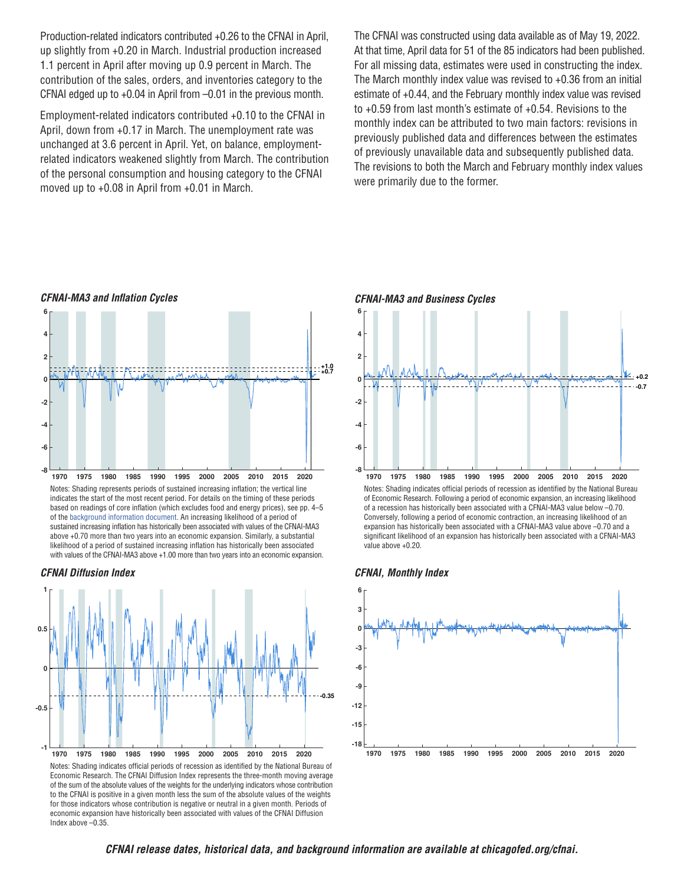Production-related indicators contributed +0.26 to the CFNAI in April, up slightly from +0.20 in March. Industrial production increased 1.1 percent in April after moving up 0.9 percent in March. The contribution of the sales, orders, and inventories category to the CFNAI edged up to +0.04 in April from –0.01 in the previous month.

Employment-related indicators contributed +0.10 to the CFNAI in April, down from +0.17 in March. The unemployment rate was unchanged at 3.6 percent in April. Yet, on balance, employment-related indicators weakened slightly from March. The contribution of the personal consumption and housing category to the CFNAI moved up to +0.08 in April from +0.01 in March.

The CFNAI was constructed using data available as of May 19, 2022. At that time, April data for 51 of the 85 indicators had been published. For all missing data, estimates were used in constructing the index. The March monthly index value was revised to +0.36 from an initial estimate of +0.44, and the February monthly index value was revised to +0.59 from last month's estimate of +0.54. Revisions to the monthly index can be attributed to two main factors: revisions in previously published data and differences between the estimates of previously unavailable data and subsequently published data. The revisions to both the March and February monthly index values were primarily due to the former.

### *CFNAI-MA3 and Inflation Cycles*

6
4
2
0
-2
-4
-6
-8
1970 1975 1980 1985 1990 1995 2000 2005 2010 2015 2020
+1.0
+0.7

Notes: Shading represents periods of sustained increasing inflation; the vertical line indicates the start of the most recent period. For details on the timing of these periods based on readings of core inflation (which excludes food and energy prices), see pp. 4–5 of the background information document. An increasing likelihood of a period of sustained increasing inflation has historically been associated with values of the CFNAI-MA3 above +0.70 more than two years into an economic expansion. Similarly, a substantial likelihood of a period of sustained increasing inflation has historically been associated with values of the CFNAI-MA3 above +1.00 more than two years into an economic expansion.

### *CFNAI-MA3 and Business Cycles*

6
4
2
0
-2
-4
-6
-8
1970 1975 1980 1985 1990 1995 2000 2005 2010 2015 2020
+0.2
-0.7

Notes: Shading indicates official periods of recession as identified by the National Bureau of Economic Research. Following a period of economic expansion, an increasing likelihood of a recession has historically been associated with a CFNAI-MA3 value below –0.70. Conversely, following a period of economic contraction, an increasing likelihood of an expansion has historically been associated with a CFNAI-MA3 value above –0.70 and a significant likelihood of an expansion has historically been associated with a CFNAI-MA3 value above +0.20.

### *CFNAI Diffusion Index*

1
0.5
0
-0.5
-1
1970 1975 1980 1985 1990 1995 2000 2005 2010 2015 2020
-0.35

Notes: Shading indicates official periods of recession as identified by the National Bureau of Economic Research. The CFNAI Diffusion Index represents the three-month moving average of the sum of the absolute values of the weights for the underlying indicators whose contribution to the CFNAI is positive in a given month less the sum of the absolute values of the weights for those indicators whose contribution is negative or neutral in a given month. Periods of economic expansion have historically been associated with values of the CFNAI Diffusion Index above –0.35.

### *CFNAI, Monthly Index*

6
3
0
-3
-6
-9
-12
-15
-18
1970 1975 1980 1985 1990 1995 2000 2005 2010 2015 2020

***CFNAI release dates, historical data, and background information are available at chicagofed.org/cfnai.***